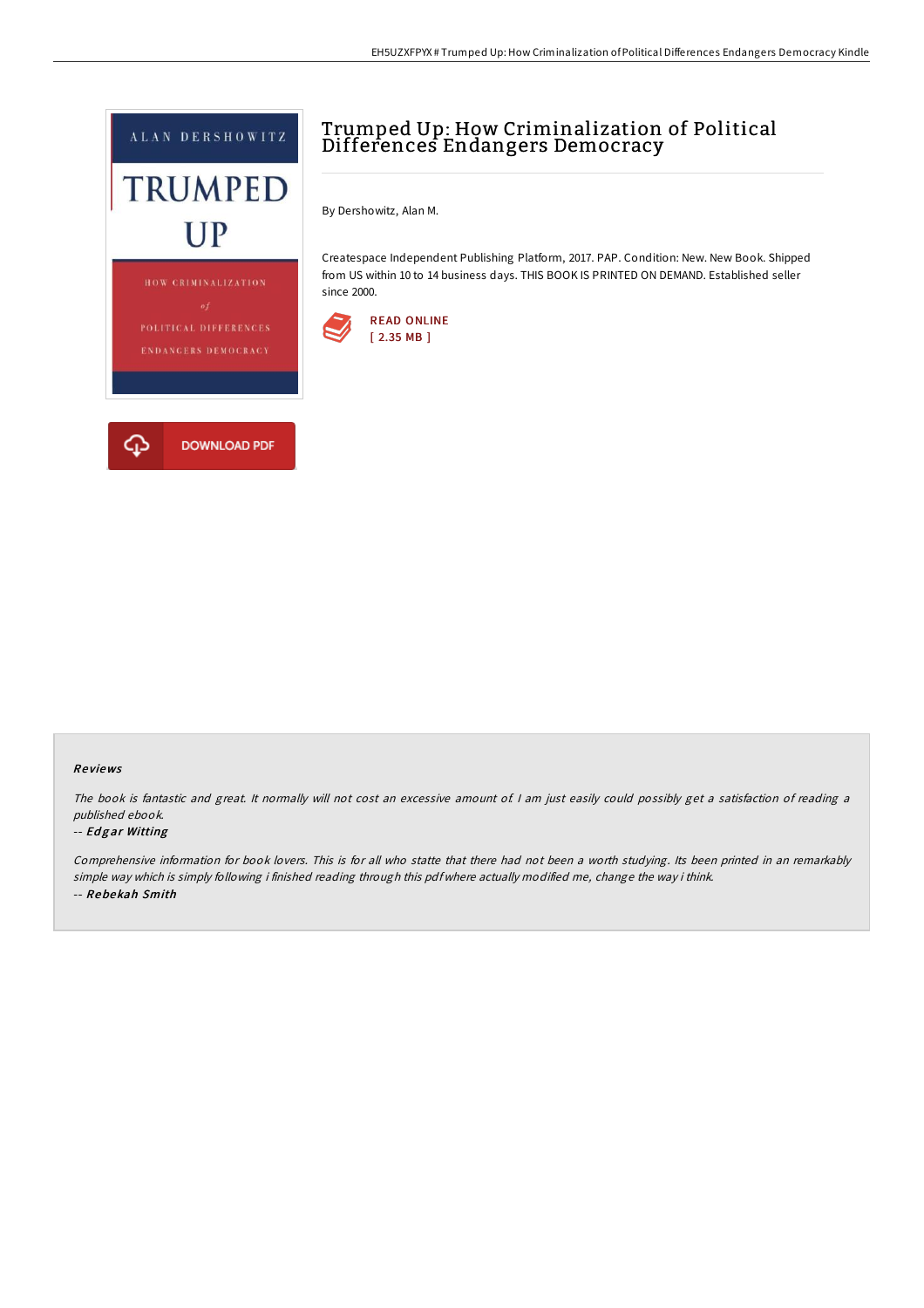# Trumped Up: How Criminalization of Political Differences Endangers Democracy

By Dershowitz, Alan M.

Createspace Independent Publishing Platform, 2017. PAP. Condition: New. New Book. Shipped from US within 10 to 14 business days. THIS BOOK IS PRINTED ON DEMAND. Established seller since 2000.

READ ONLINE
[ 2.35 MB ]

DOWNLOAD PDF

## Reviews

*The book is fantastic and great. It normally will not cost an excessive amount of. I am just easily could possibly get a satisfaction of reading a published ebook.*

-- ***Edgar Witting***

*Comprehensive information for book lovers. This is for all who statte that there had not been a worth studying. Its been printed in an remarkably simple way which is simply following i finished reading through this pdf where actually modified me, change the way i think.*

-- ***Rebekah Smith***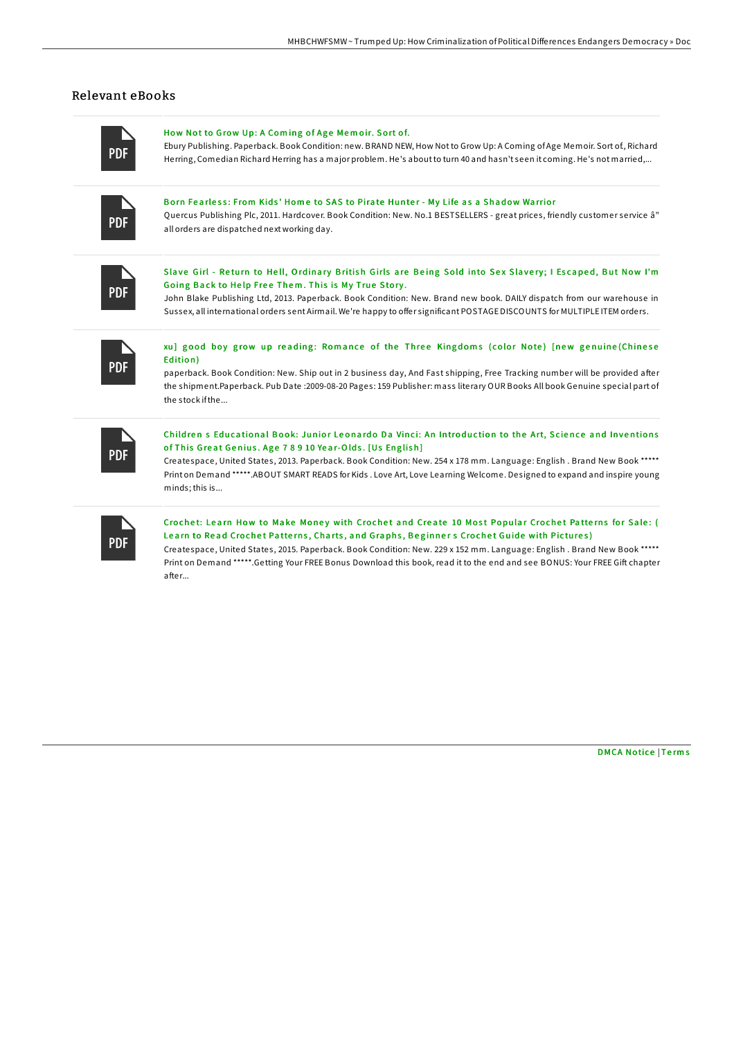## Relevant eBooks

**How Not to Grow Up: A Coming of Age Memoir. Sort of.**

Ebury Publishing. Paperback. Book Condition: new. BRAND NEW, How Not to Grow Up: A Coming of Age Memoir. Sort of., Richard Herring, Comedian Richard Herring has a major problem. He's about to turn 40 and hasn't seen it coming. He's not married,...

**Born Fearless: From Kids' Home to SAS to Pirate Hunter - My Life as a Shadow Warrior**

Quercus Publishing Plc, 2011. Hardcover. Book Condition: New. No.1 BESTSELLERS - great prices, friendly customer service â" all orders are dispatched next working day.

**Slave Girl - Return to Hell, Ordinary British Girls are Being Sold into Sex Slavery; I Escaped, But Now I'm Going Back to Help Free Them. This is My True Story.**

John Blake Publishing Ltd, 2013. Paperback. Book Condition: New. Brand new book. DAILY dispatch from our warehouse in Sussex, all international orders sent Airmail. We're happy to offer significant POSTAGE DISCOUNTS for MULTIPLE ITEM orders.

**xu] good boy grow up reading: Romance of the Three Kingdoms (color Note) [new genuine(Chinese Edition)**

paperback. Book Condition: New. Ship out in 2 business day, And Fast shipping, Free Tracking number will be provided after the shipment.Paperback. Pub Date :2009-08-20 Pages: 159 Publisher: mass literary OUR Books All book Genuine special part of the stock if the...

**Children s Educational Book: Junior Leonardo Da Vinci: An Introduction to the Art, Science and Inventions of This Great Genius. Age 7 8 9 10 Year-Olds. [Us English]**

Createspace, United States, 2013. Paperback. Book Condition: New. 254 x 178 mm. Language: English . Brand New Book ***** Print on Demand *****.ABOUT SMART READS for Kids . Love Art, Love Learning Welcome. Designed to expand and inspire young minds; this is...

**Crochet: Learn How to Make Money with Crochet and Create 10 Most Popular Crochet Patterns for Sale: ( Learn to Read Crochet Patterns, Charts, and Graphs, Beginner s Crochet Guide with Pictures)**

Createspace, United States, 2015. Paperback. Book Condition: New. 229 x 152 mm. Language: English . Brand New Book ***** Print on Demand *****.Getting Your FREE Bonus Download this book, read it to the end and see BONUS: Your FREE Gift chapter after...